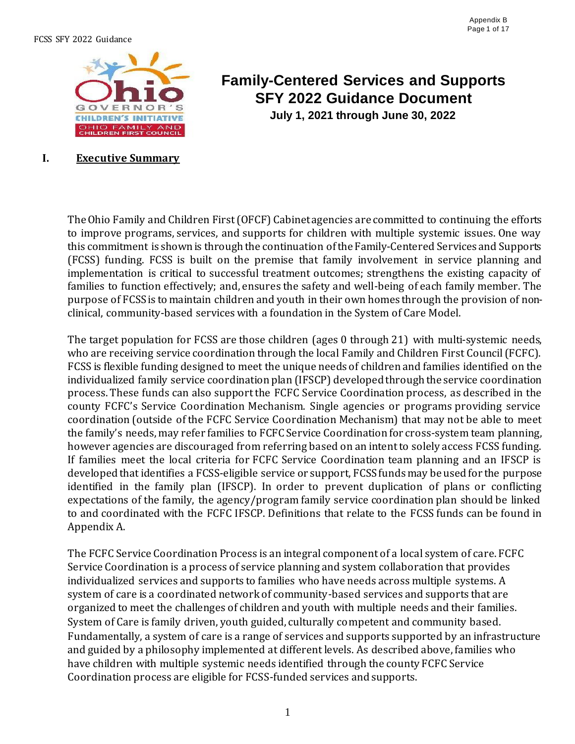# Family-Centered Services and Supports SFY 2022 Guidance Document

**July 1, 2021 through June 30, 2022**

## I. Executive Summary

The Ohio Family and Children First (OFCF) Cabinet agencies are committed to continuing the efforts to improve programs, services, and supports for children with multiple systemic issues. One way this commitment is shown is through the continuation of the Family-Centered Services and Supports (FCSS) funding. FCSS is built on the premise that family involvement in service planning and implementation is critical to successful treatment outcomes; strengthens the existing capacity of families to function effectively; and, ensures the safety and well-being of each family member. The purpose of FCSS is to maintain children and youth in their own homes through the provision of non-clinical, community-based services with a foundation in the System of Care Model.

The target population for FCSS are those children (ages 0 through 21) with multi-systemic needs, who are receiving service coordination through the local Family and Children First Council (FCFC). FCSS is flexible funding designed to meet the unique needs of children and families identified on the individualized family service coordination plan (IFSCP) developed through the service coordination process. These funds can also support the FCFC Service Coordination process, as described in the county FCFC's Service Coordination Mechanism. Single agencies or programs providing service coordination (outside of the FCFC Service Coordination Mechanism) that may not be able to meet the family's needs, may refer families to FCFC Service Coordination for cross-system team planning, however agencies are discouraged from referring based on an intent to solely access FCSS funding. If families meet the local criteria for FCFC Service Coordination team planning and an IFSCP is developed that identifies a FCSS-eligible service or support, FCSS funds may be used for the purpose identified in the family plan (IFSCP). In order to prevent duplication of plans or conflicting expectations of the family, the agency/program family service coordination plan should be linked to and coordinated with the FCFC IFSCP. Definitions that relate to the FCSS funds can be found in Appendix A.

The FCFC Service Coordination Process is an integral component of a local system of care. FCFC Service Coordination is a process of service planning and system collaboration that provides individualized services and supports to families who have needs across multiple systems. A system of care is a coordinated network of community-based services and supports that are organized to meet the challenges of children and youth with multiple needs and their families. System of Care is family driven, youth guided, culturally competent and community based. Fundamentally, a system of care is a range of services and supports supported by an infrastructure and guided by a philosophy implemented at different levels. As described above, families who have children with multiple systemic needs identified through the county FCFC Service Coordination process are eligible for FCSS-funded services and supports.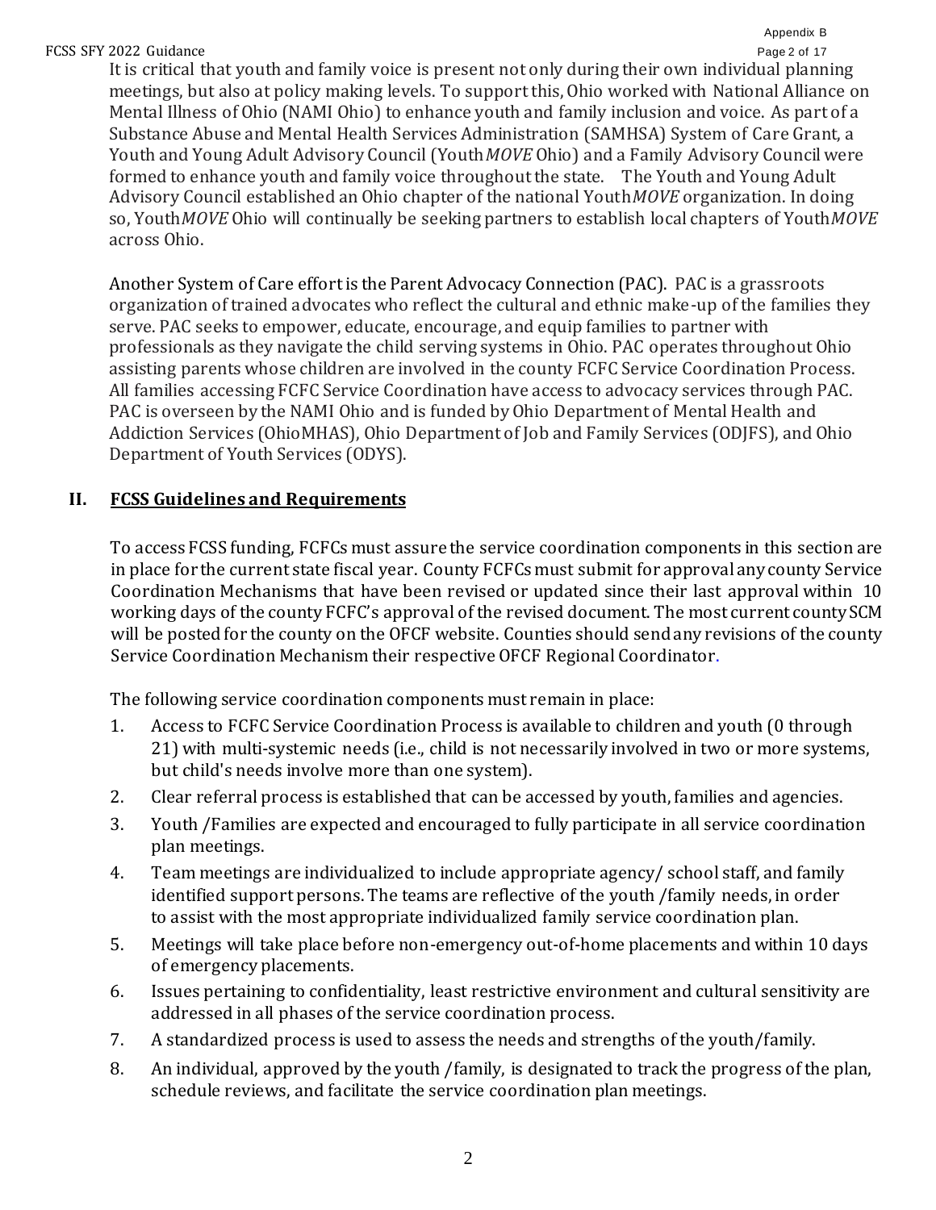It is critical that youth and family voice is present not only during their own individual planning meetings, but also at policy making levels. To support this, Ohio worked with National Alliance on Mental Illness of Ohio (NAMI Ohio) to enhance youth and family inclusion and voice. As part of a Substance Abuse and Mental Health Services Administration (SAMHSA) System of Care Grant, a Youth and Young Adult Advisory Council (Youth*MOVE* Ohio) and a Family Advisory Council were formed to enhance youth and family voice throughout the state. The Youth and Young Adult Advisory Council established an Ohio chapter of the national Youth*MOVE* organization. In doing so, Youth*MOVE* Ohio will continually be seeking partners to establish local chapters of Youth*MOVE* across Ohio.

Another System of Care effort is the Parent Advocacy Connection (PAC). PAC is a grassroots organization of trained advocates who reflect the cultural and ethnic make-up of the families they serve. PAC seeks to empower, educate, encourage, and equip families to partner with professionals as they navigate the child serving systems in Ohio. PAC operates throughout Ohio assisting parents whose children are involved in the county FCFC Service Coordination Process. All families accessing FCFC Service Coordination have access to advocacy services through PAC. PAC is overseen by the NAMI Ohio and is funded by Ohio Department of Mental Health and Addiction Services (OhioMHAS), Ohio Department of Job and Family Services (ODJFS), and Ohio Department of Youth Services (ODYS).

## II. FCSS Guidelines and Requirements

To access FCSS funding, FCFCs must assure the service coordination components in this section are in place for the current state fiscal year. County FCFCs must submit for approval any county Service Coordination Mechanisms that have been revised or updated since their last approval within 10 working days of the county FCFC's approval of the revised document. The most current county SCM will be posted for the county on the OFCF website. Counties should send any revisions of the county Service Coordination Mechanism their respective OFCF Regional Coordinator.

The following service coordination components must remain in place:

1. Access to FCFC Service Coordination Process is available to children and youth (0 through 21) with multi-systemic needs (i.e., child is not necessarily involved in two or more systems, but child's needs involve more than one system).
2. Clear referral process is established that can be accessed by youth, families and agencies.
3. Youth /Families are expected and encouraged to fully participate in all service coordination plan meetings.
4. Team meetings are individualized to include appropriate agency/ school staff, and family identified support persons. The teams are reflective of the youth /family needs, in order to assist with the most appropriate individualized family service coordination plan.
5. Meetings will take place before non-emergency out-of-home placements and within 10 days of emergency placements.
6. Issues pertaining to confidentiality, least restrictive environment and cultural sensitivity are addressed in all phases of the service coordination process.
7. A standardized process is used to assess the needs and strengths of the youth/family.
8. An individual, approved by the youth /family, is designated to track the progress of the plan, schedule reviews, and facilitate the service coordination plan meetings.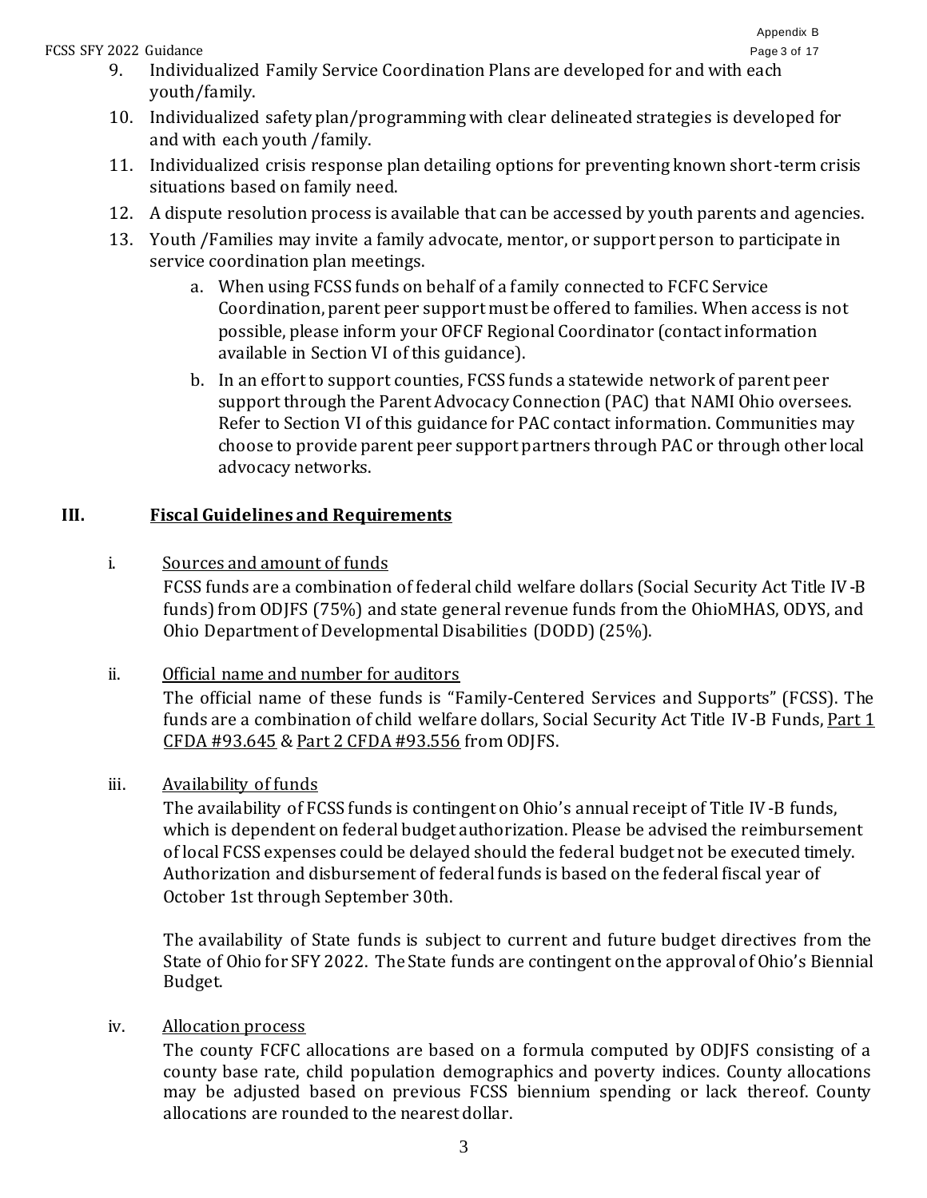9. Individualized Family Service Coordination Plans are developed for and with each youth/family.
10. Individualized safety plan/programming with clear delineated strategies is developed for and with each youth /family.
11. Individualized crisis response plan detailing options for preventing known short-term crisis situations based on family need.
12. A dispute resolution process is available that can be accessed by youth parents and agencies.
13. Youth /Families may invite a family advocate, mentor, or support person to participate in service coordination plan meetings.
    a. When using FCSS funds on behalf of a family connected to FCFC Service Coordination, parent peer support must be offered to families. When access is not possible, please inform your OFCF Regional Coordinator (contact information available in Section VI of this guidance).
    b. In an effort to support counties, FCSS funds a statewide network of parent peer support through the Parent Advocacy Connection (PAC) that NAMI Ohio oversees. Refer to Section VI of this guidance for PAC contact information. Communities may choose to provide parent peer support partners through PAC or through other local advocacy networks.

## III. Fiscal Guidelines and Requirements

i. Sources and amount of funds

FCSS funds are a combination of federal child welfare dollars (Social Security Act Title IV-B funds) from ODJFS (75%) and state general revenue funds from the OhioMHAS, ODYS, and Ohio Department of Developmental Disabilities (DODD) (25%).

ii. Official name and number for auditors

The official name of these funds is "Family-Centered Services and Supports" (FCSS). The funds are a combination of child welfare dollars, Social Security Act Title IV-B Funds, Part 1 CFDA #93.645 & Part 2 CFDA #93.556 from ODJFS.

iii. Availability of funds

The availability of FCSS funds is contingent on Ohio's annual receipt of Title IV-B funds, which is dependent on federal budget authorization. Please be advised the reimbursement of local FCSS expenses could be delayed should the federal budget not be executed timely. Authorization and disbursement of federal funds is based on the federal fiscal year of October 1st through September 30th.

The availability of State funds is subject to current and future budget directives from the State of Ohio for SFY 2022. The State funds are contingent on the approval of Ohio's Biennial Budget.

iv. Allocation process

The county FCFC allocations are based on a formula computed by ODJFS consisting of a county base rate, child population demographics and poverty indices. County allocations may be adjusted based on previous FCSS biennium spending or lack thereof. County allocations are rounded to the nearest dollar.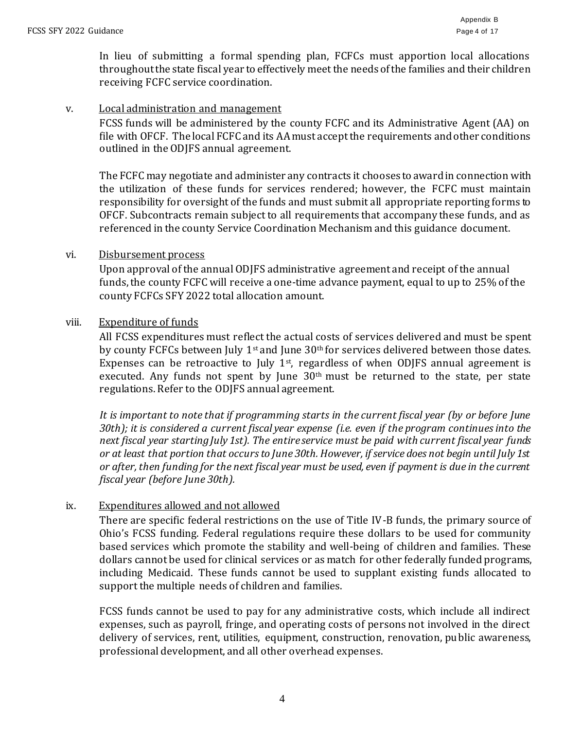In lieu of submitting a formal spending plan, FCFCs must apportion local allocations throughout the state fiscal year to effectively meet the needs of the families and their children receiving FCFC service coordination.

v. <u>Local administration and management</u>

FCSS funds will be administered by the county FCFC and its Administrative Agent (AA) on file with OFCF. The local FCFC and its AA must accept the requirements and other conditions outlined in the ODJFS annual agreement.

The FCFC may negotiate and administer any contracts it chooses to award in connection with the utilization of these funds for services rendered; however, the FCFC must maintain responsibility for oversight of the funds and must submit all appropriate reporting forms to OFCF. Subcontracts remain subject to all requirements that accompany these funds, and as referenced in the county Service Coordination Mechanism and this guidance document.

vi. <u>Disbursement process</u>

Upon approval of the annual ODJFS administrative agreement and receipt of the annual funds, the county FCFC will receive a one-time advance payment, equal to up to 25% of the county FCFCs SFY 2022 total allocation amount.

viii. <u>Expenditure of funds</u>

All FCSS expenditures must reflect the actual costs of services delivered and must be spent by county FCFCs between July 1st and June 30th for services delivered between those dates. Expenses can be retroactive to July 1st, regardless of when ODJFS annual agreement is executed. Any funds not spent by June 30th must be returned to the state, per state regulations. Refer to the ODJFS annual agreement.

*It is important to note that if programming starts in the current fiscal year (by or before June 30th); it is considered a current fiscal year expense (i.e. even if the program continues into the next fiscal year starting July 1st). The entire service must be paid with current fiscal year funds or at least that portion that occurs to June 30th. However, if service does not begin until July 1st or after, then funding for the next fiscal year must be used, even if payment is due in the current fiscal year (before June 30th).*

ix. <u>Expenditures allowed and not allowed</u>

There are specific federal restrictions on the use of Title IV-B funds, the primary source of Ohio's FCSS funding. Federal regulations require these dollars to be used for community based services which promote the stability and well-being of children and families. These dollars cannot be used for clinical services or as match for other federally funded programs, including Medicaid. These funds cannot be used to supplant existing funds allocated to support the multiple needs of children and families.

FCSS funds cannot be used to pay for any administrative costs, which include all indirect expenses, such as payroll, fringe, and operating costs of persons not involved in the direct delivery of services, rent, utilities, equipment, construction, renovation, public awareness, professional development, and all other overhead expenses.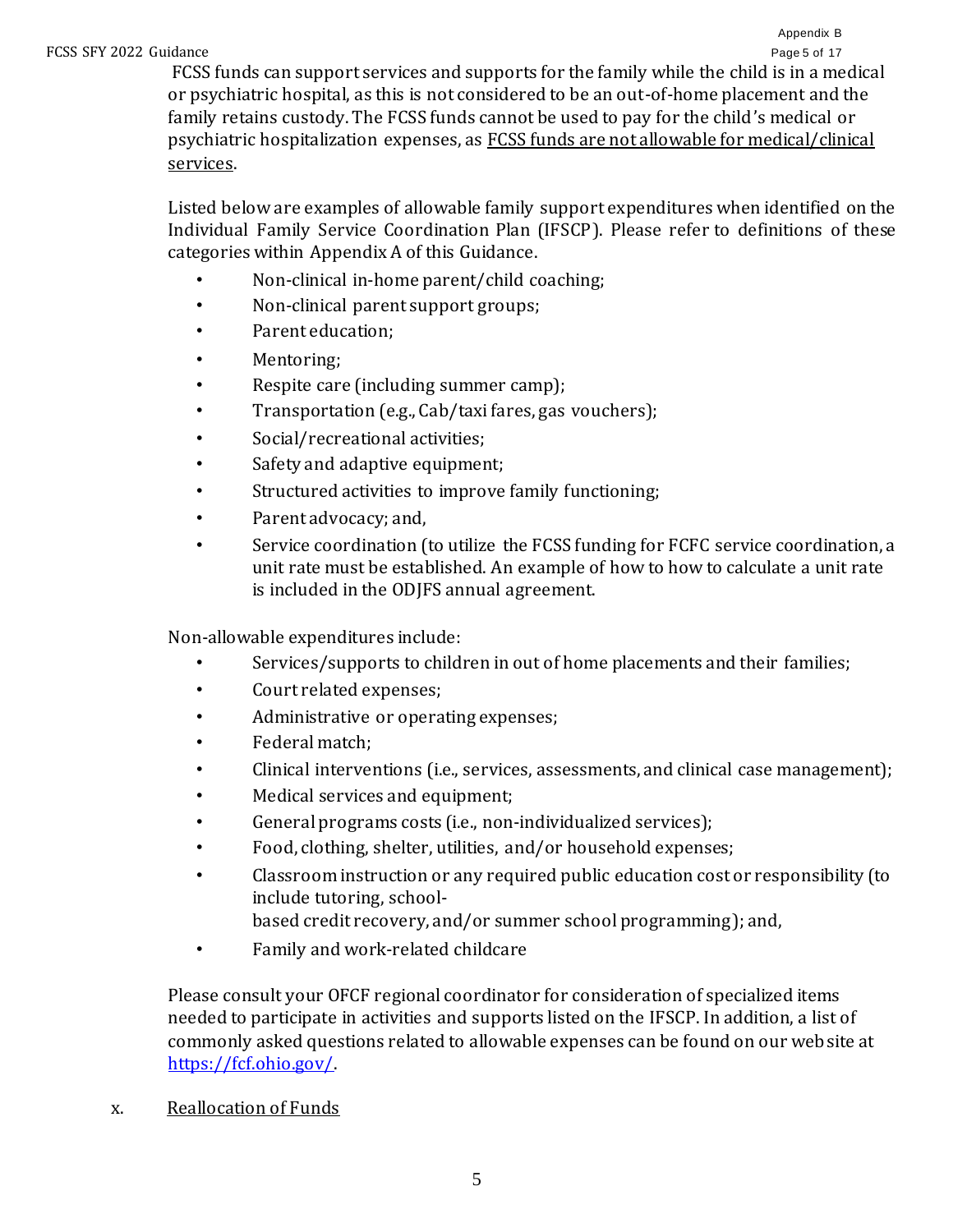FCSS funds can support services and supports for the family while the child is in a medical or psychiatric hospital, as this is not considered to be an out-of-home placement and the family retains custody. The FCSS funds cannot be used to pay for the child's medical or psychiatric hospitalization expenses, as FCSS funds are not allowable for medical/clinical services.

Listed below are examples of allowable family support expenditures when identified on the Individual Family Service Coordination Plan (IFSCP). Please refer to definitions of these categories within Appendix A of this Guidance.

- Non-clinical in-home parent/child coaching;
- Non-clinical parent support groups;
- Parent education;
- Mentoring;
- Respite care (including summer camp);
- Transportation (e.g., Cab/taxi fares, gas vouchers);
- Social/recreational activities;
- Safety and adaptive equipment;
- Structured activities to improve family functioning;
- Parent advocacy; and,
- Service coordination (to utilize the FCSS funding for FCFC service coordination, a unit rate must be established. An example of how to how to calculate a unit rate is included in the ODJFS annual agreement.

Non-allowable expenditures include:

- Services/supports to children in out of home placements and their families;
- Court related expenses;
- Administrative or operating expenses;
- Federal match;
- Clinical interventions (i.e., services, assessments, and clinical case management);
- Medical services and equipment;
- General programs costs (i.e., non-individualized services);
- Food, clothing, shelter, utilities, and/or household expenses;
- Classroom instruction or any required public education cost or responsibility (to include tutoring, school-based credit recovery, and/or summer school programming); and,
- Family and work-related childcare

Please consult your OFCF regional coordinator for consideration of specialized items needed to participate in activities and supports listed on the IFSCP. In addition, a list of commonly asked questions related to allowable expenses can be found on our web site at https://fcf.ohio.gov/.

x. Reallocation of Funds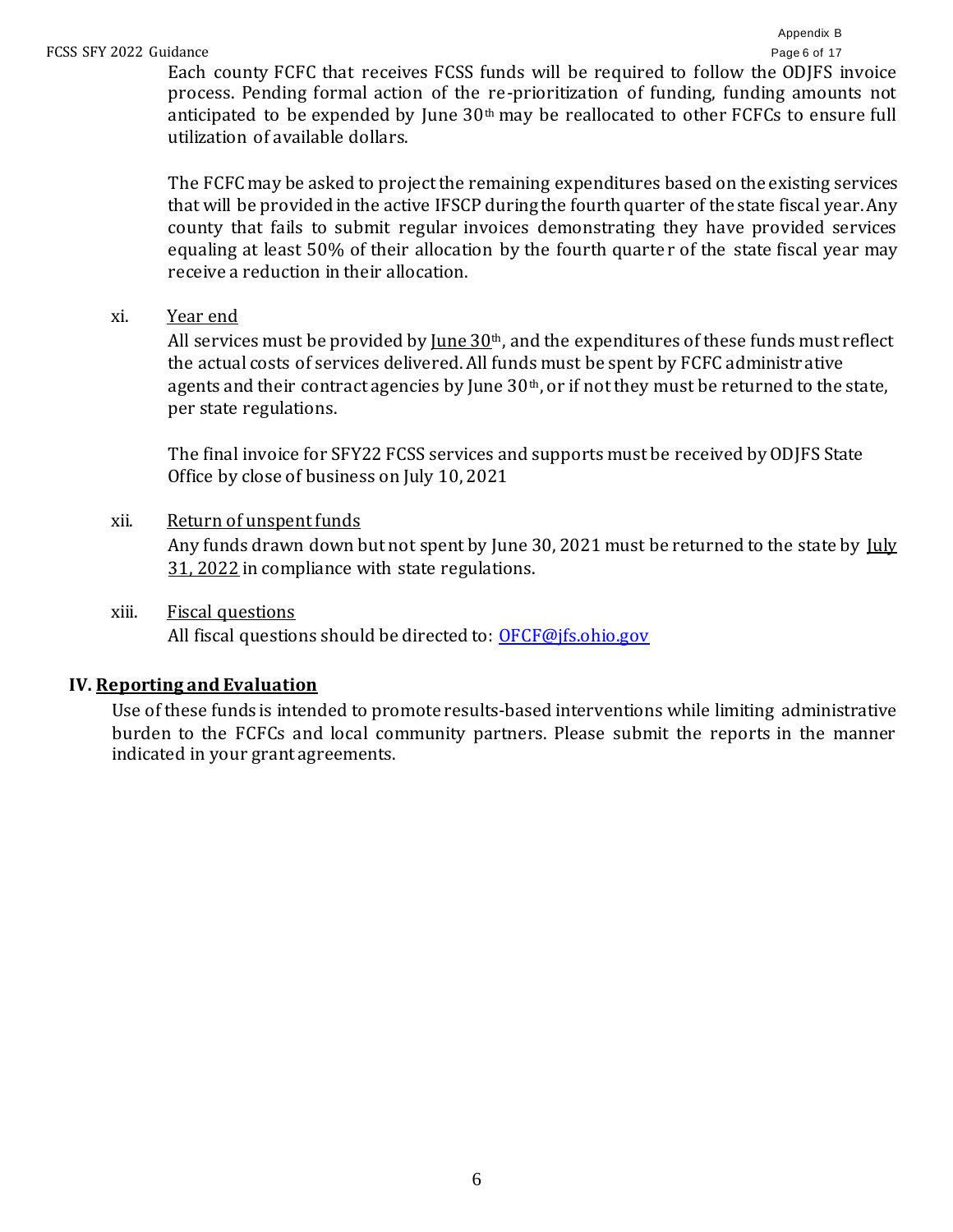Each county FCFC that receives FCSS funds will be required to follow the ODJFS invoice process. Pending formal action of the re-prioritization of funding, funding amounts not anticipated to be expended by June 30th may be reallocated to other FCFCs to ensure full utilization of available dollars.

The FCFC may be asked to project the remaining expenditures based on the existing services that will be provided in the active IFSCP during the fourth quarter of the state fiscal year. Any county that fails to submit regular invoices demonstrating they have provided services equaling at least 50% of their allocation by the fourth quarter of the state fiscal year may receive a reduction in their allocation.

xi. Year end

All services must be provided by June 30th, and the expenditures of these funds must reflect the actual costs of services delivered. All funds must be spent by FCFC administrative agents and their contract agencies by June 30th, or if not they must be returned to the state, per state regulations.

The final invoice for SFY22 FCSS services and supports must be received by ODJFS State Office by close of business on July 10, 2021

xii. Return of unspent funds

Any funds drawn down but not spent by June 30, 2021 must be returned to the state by July 31, 2022 in compliance with state regulations.

xiii. Fiscal questions

All fiscal questions should be directed to: [OFCF@jfs.ohio.gov](mailto:OFCF@jfs.ohio.gov)

## IV. Reporting and Evaluation

Use of these funds is intended to promote results-based interventions while limiting administrative burden to the FCFCs and local community partners. Please submit the reports in the manner indicated in your grant agreements.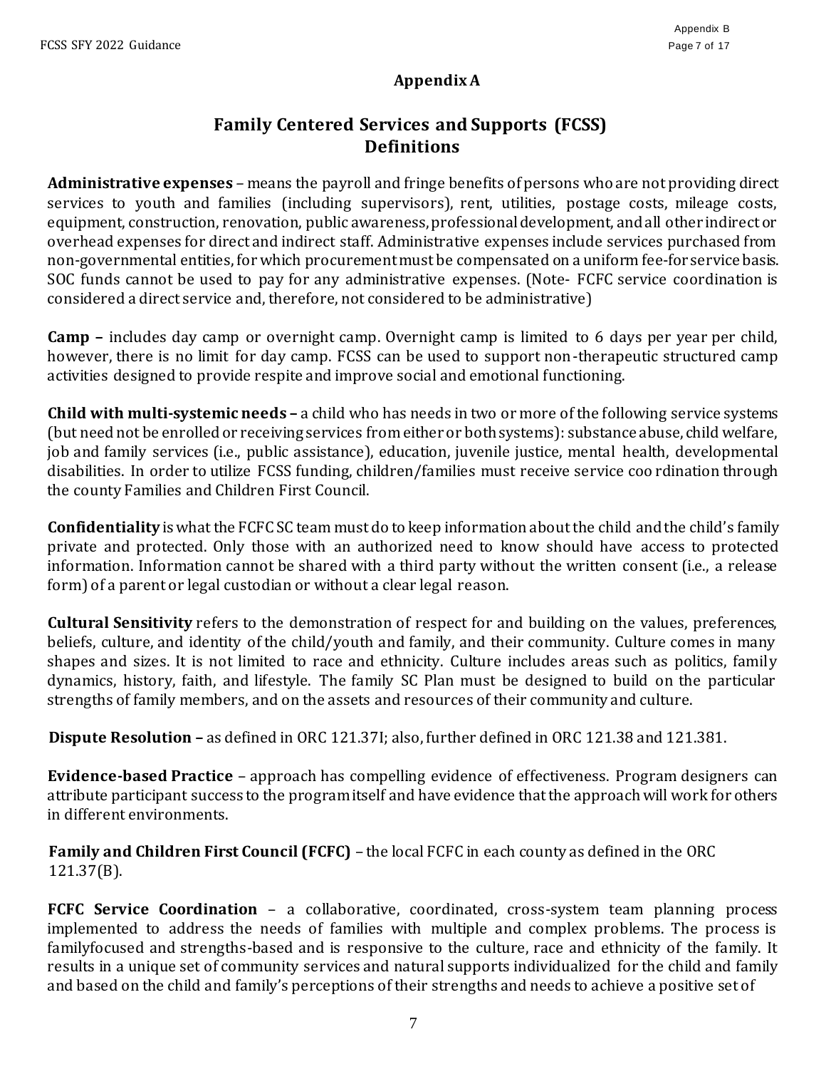## Appendix A

# Family Centered Services and Supports (FCSS) Definitions

**Administrative expenses** – means the payroll and fringe benefits of persons who are not providing direct services to youth and families (including supervisors), rent, utilities, postage costs, mileage costs, equipment, construction, renovation, public awareness, professional development, and all other indirect or overhead expenses for direct and indirect staff. Administrative expenses include services purchased from non-governmental entities, for which procurement must be compensated on a uniform fee-for service basis. SOC funds cannot be used to pay for any administrative expenses. (Note- FCFC service coordination is considered a direct service and, therefore, not considered to be administrative)

**Camp –** includes day camp or overnight camp. Overnight camp is limited to 6 days per year per child, however, there is no limit for day camp. FCSS can be used to support non-therapeutic structured camp activities designed to provide respite and improve social and emotional functioning.

**Child with multi-systemic needs –** a child who has needs in two or more of the following service systems (but need not be enrolled or receiving services from either or both systems): substance abuse, child welfare, job and family services (i.e., public assistance), education, juvenile justice, mental health, developmental disabilities. In order to utilize FCSS funding, children/families must receive service coo rdination through the county Families and Children First Council.

**Confidentiality** is what the FCFC SC team must do to keep information about the child and the child's family private and protected. Only those with an authorized need to know should have access to protected information. Information cannot be shared with a third party without the written consent (i.e., a release form) of a parent or legal custodian or without a clear legal reason.

**Cultural Sensitivity** refers to the demonstration of respect for and building on the values, preferences, beliefs, culture, and identity of the child/youth and family, and their community. Culture comes in many shapes and sizes. It is not limited to race and ethnicity. Culture includes areas such as politics, family dynamics, history, faith, and lifestyle. The family SC Plan must be designed to build on the particular strengths of family members, and on the assets and resources of their community and culture.

**Dispute Resolution –** as defined in ORC 121.37I; also, further defined in ORC 121.38 and 121.381.

**Evidence-based Practice** – approach has compelling evidence of effectiveness. Program designers can attribute participant success to the program itself and have evidence that the approach will work for others in different environments.

**Family and Children First Council (FCFC)** – the local FCFC in each county as defined in the ORC 121.37(B).

**FCFC Service Coordination** – a collaborative, coordinated, cross-system team planning process implemented to address the needs of families with multiple and complex problems. The process is familyfocused and strengths-based and is responsive to the culture, race and ethnicity of the family. It results in a unique set of community services and natural supports individualized for the child and family and based on the child and family's perceptions of their strengths and needs to achieve a positive set of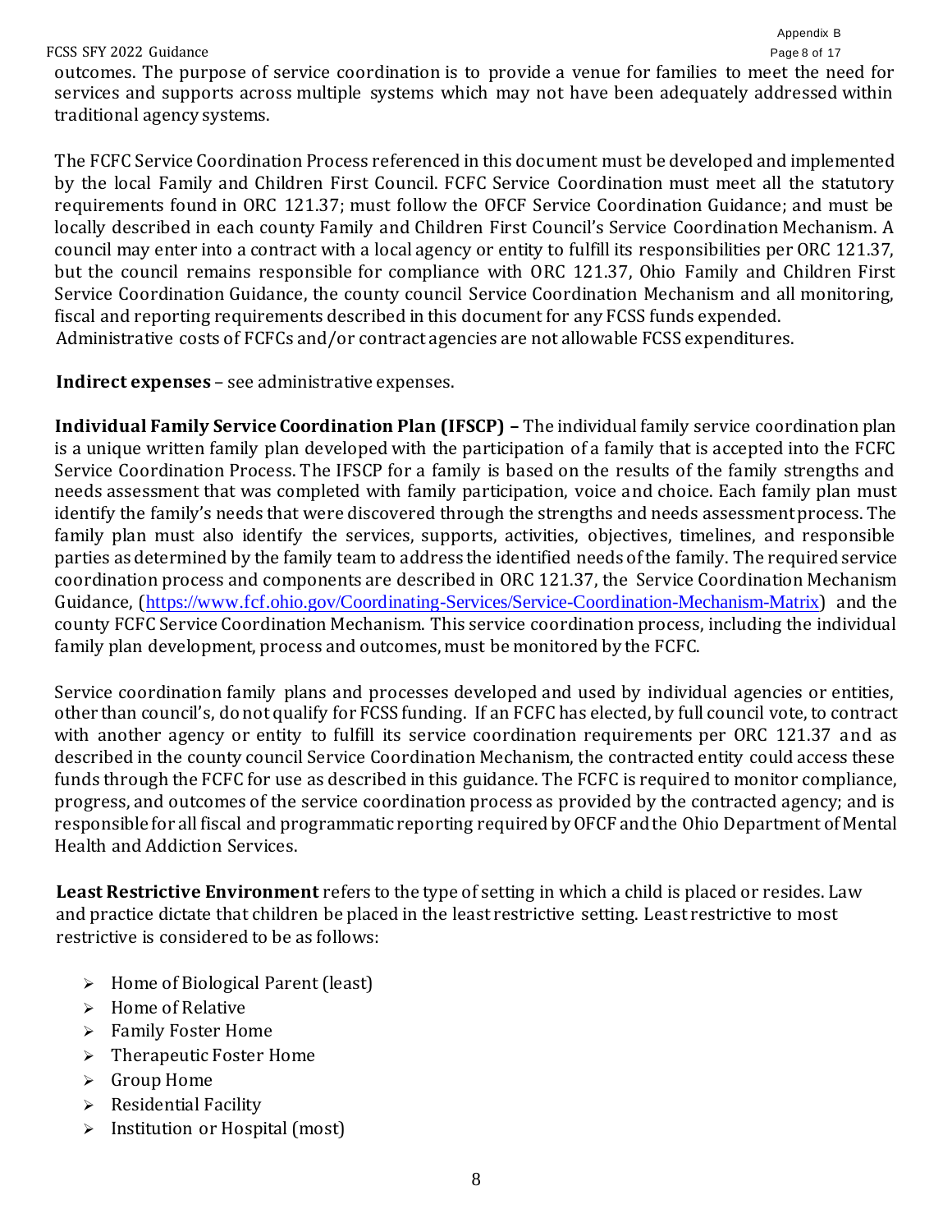outcomes. The purpose of service coordination is to provide a venue for families to meet the need for services and supports across multiple systems which may not have been adequately addressed within traditional agency systems.

The FCFC Service Coordination Process referenced in this document must be developed and implemented by the local Family and Children First Council. FCFC Service Coordination must meet all the statutory requirements found in ORC 121.37; must follow the OFCF Service Coordination Guidance; and must be locally described in each county Family and Children First Council's Service Coordination Mechanism. A council may enter into a contract with a local agency or entity to fulfill its responsibilities per ORC 121.37, but the council remains responsible for compliance with ORC 121.37, Ohio Family and Children First Service Coordination Guidance, the county council Service Coordination Mechanism and all monitoring, fiscal and reporting requirements described in this document for any FCSS funds expended. Administrative costs of FCFCs and/or contract agencies are not allowable FCSS expenditures.

**Indirect expenses** – see administrative expenses.

**Individual Family Service Coordination Plan (IFSCP) –** The individual family service coordination plan is a unique written family plan developed with the participation of a family that is accepted into the FCFC Service Coordination Process. The IFSCP for a family is based on the results of the family strengths and needs assessment that was completed with family participation, voice and choice. Each family plan must identify the family's needs that were discovered through the strengths and needs assessment process. The family plan must also identify the services, supports, activities, objectives, timelines, and responsible parties as determined by the family team to address the identified needs of the family. The required service coordination process and components are described in ORC 121.37, the Service Coordination Mechanism Guidance, (https://www.fcf.ohio.gov/Coordinating-Services/Service-Coordination-Mechanism-Matrix) and the county FCFC Service Coordination Mechanism. This service coordination process, including the individual family plan development, process and outcomes, must be monitored by the FCFC.

Service coordination family plans and processes developed and used by individual agencies or entities, other than council's, do not qualify for FCSS funding. If an FCFC has elected, by full council vote, to contract with another agency or entity to fulfill its service coordination requirements per ORC 121.37 and as described in the county council Service Coordination Mechanism, the contracted entity could access these funds through the FCFC for use as described in this guidance. The FCFC is required to monitor compliance, progress, and outcomes of the service coordination process as provided by the contracted agency; and is responsible for all fiscal and programmatic reporting required by OFCF and the Ohio Department of Mental Health and Addiction Services.

**Least Restrictive Environment** refers to the type of setting in which a child is placed or resides. Law and practice dictate that children be placed in the least restrictive setting. Least restrictive to most restrictive is considered to be as follows:

- Home of Biological Parent (least)
- Home of Relative
- Family Foster Home
- Therapeutic Foster Home
- Group Home
- Residential Facility
- Institution or Hospital (most)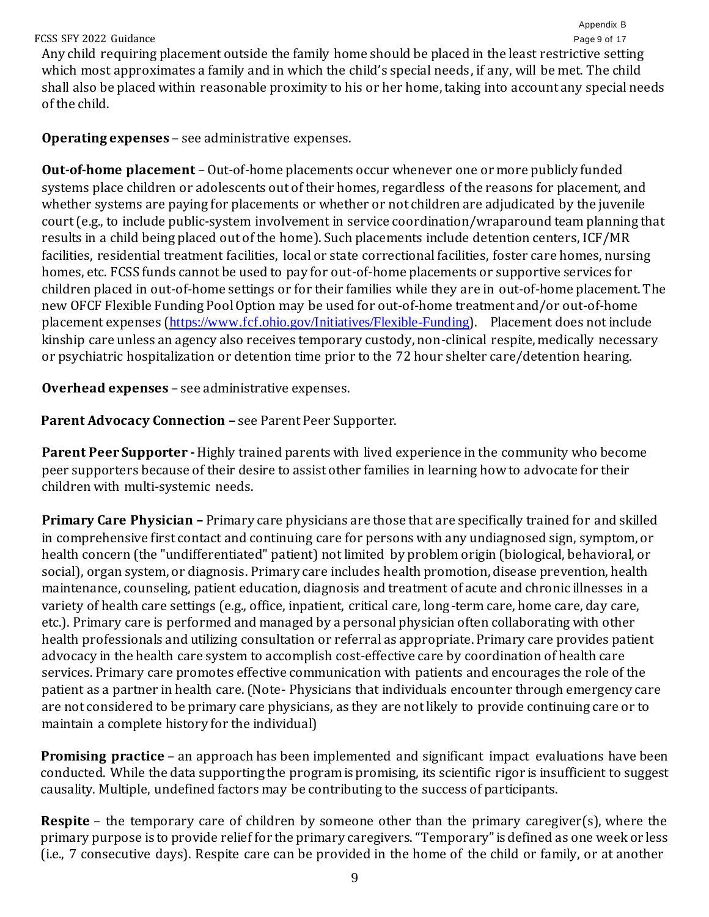Any child requiring placement outside the family home should be placed in the least restrictive setting which most approximates a family and in which the child's special needs, if any, will be met. The child shall also be placed within reasonable proximity to his or her home, taking into account any special needs of the child.

**Operating expenses** – see administrative expenses.

**Out-of-home placement** – Out-of-home placements occur whenever one or more publicly funded systems place children or adolescents out of their homes, regardless of the reasons for placement, and whether systems are paying for placements or whether or not children are adjudicated by the juvenile court (e.g., to include public-system involvement in service coordination/wraparound team planning that results in a child being placed out of the home). Such placements include detention centers, ICF/MR facilities, residential treatment facilities, local or state correctional facilities, foster care homes, nursing homes, etc. FCSS funds cannot be used to pay for out-of-home placements or supportive services for children placed in out-of-home settings or for their families while they are in out-of-home placement. The new OFCF Flexible Funding Pool Option may be used for out-of-home treatment and/or out-of-home placement expenses (https://www.fcf.ohio.gov/Initiatives/Flexible-Funding). Placement does not include kinship care unless an agency also receives temporary custody, non-clinical respite, medically necessary or psychiatric hospitalization or detention time prior to the 72 hour shelter care/detention hearing.

**Overhead expenses** – see administrative expenses.

**Parent Advocacy Connection –** see Parent Peer Supporter.

**Parent Peer Supporter -** Highly trained parents with lived experience in the community who become peer supporters because of their desire to assist other families in learning how to advocate for their children with multi-systemic needs.

**Primary Care Physician –** Primary care physicians are those that are specifically trained for and skilled in comprehensive first contact and continuing care for persons with any undiagnosed sign, symptom, or health concern (the "undifferentiated" patient) not limited by problem origin (biological, behavioral, or social), organ system, or diagnosis. Primary care includes health promotion, disease prevention, health maintenance, counseling, patient education, diagnosis and treatment of acute and chronic illnesses in a variety of health care settings (e.g., office, inpatient, critical care, long-term care, home care, day care, etc.). Primary care is performed and managed by a personal physician often collaborating with other health professionals and utilizing consultation or referral as appropriate. Primary care provides patient advocacy in the health care system to accomplish cost-effective care by coordination of health care services. Primary care promotes effective communication with patients and encourages the role of the patient as a partner in health care. (Note- Physicians that individuals encounter through emergency care are not considered to be primary care physicians, as they are not likely to provide continuing care or to maintain a complete history for the individual)

**Promising practice** – an approach has been implemented and significant impact evaluations have been conducted. While the data supporting the program is promising, its scientific rigor is insufficient to suggest causality. Multiple, undefined factors may be contributing to the success of participants.

**Respite** – the temporary care of children by someone other than the primary caregiver(s), where the primary purpose is to provide relief for the primary caregivers. "Temporary" is defined as one week or less (i.e., 7 consecutive days). Respite care can be provided in the home of the child or family, or at another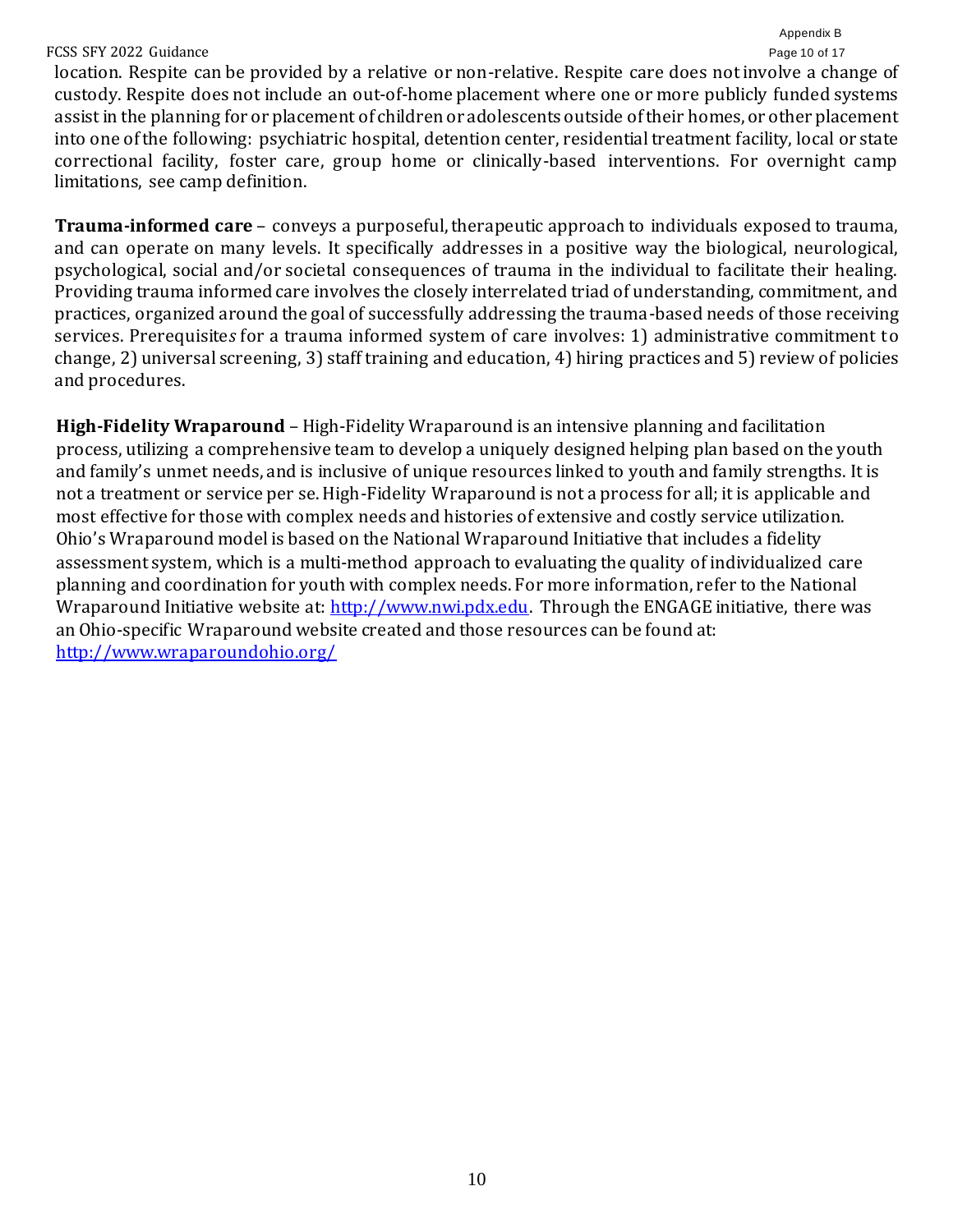location. Respite can be provided by a relative or non-relative. Respite care does not involve a change of custody. Respite does not include an out-of-home placement where one or more publicly funded systems assist in the planning for or placement of children or adolescents outside of their homes, or other placement into one of the following: psychiatric hospital, detention center, residential treatment facility, local or state correctional facility, foster care, group home or clinically-based interventions. For overnight camp limitations, see camp definition.

**Trauma-informed care** – conveys a purposeful, therapeutic approach to individuals exposed to trauma, and can operate on many levels. It specifically addresses in a positive way the biological, neurological, psychological, social and/or societal consequences of trauma in the individual to facilitate their healing. Providing trauma informed care involves the closely interrelated triad of understanding, commitment, and practices, organized around the goal of successfully addressing the trauma-based needs of those receiving services. Prerequisite*s* for a trauma informed system of care involves: 1) administrative commitment to change, 2) universal screening, 3) staff training and education, 4) hiring practices and 5) review of policies and procedures.

**High-Fidelity Wraparound** – High-Fidelity Wraparound is an intensive planning and facilitation process, utilizing a comprehensive team to develop a uniquely designed helping plan based on the youth and family's unmet needs, and is inclusive of unique resources linked to youth and family strengths. It is not a treatment or service per se. High-Fidelity Wraparound is not a process for all; it is applicable and most effective for those with complex needs and histories of extensive and costly service utilization. Ohio's Wraparound model is based on the National Wraparound Initiative that includes a fidelity assessment system, which is a multi-method approach to evaluating the quality of individualized care planning and coordination for youth with complex needs. For more information, refer to the National Wraparound Initiative website at: [http://www.nwi.pdx.edu](http://www.nwi.pdx.edu). Through the ENGAGE initiative, there was an Ohio-specific Wraparound website created and those resources can be found at: [http://www.wraparoundohio.org/](http://www.wraparoundohio.org/)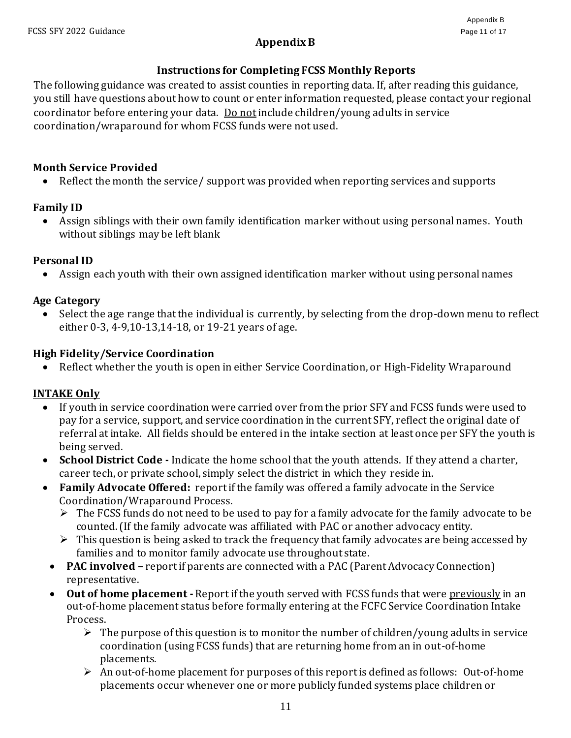# Appendix B

## Instructions for Completing FCSS Monthly Reports

The following guidance was created to assist counties in reporting data. If, after reading this guidance, you still have questions about how to count or enter information requested, please contact your regional coordinator before entering your data. Do not include children/young adults in service coordination/wraparound for whom FCSS funds were not used.

### Month Service Provided

- Reflect the month the service/ support was provided when reporting services and supports

### Family ID

- Assign siblings with their own family identification marker without using personal names. Youth without siblings may be left blank

### Personal ID

- Assign each youth with their own assigned identification marker without using personal names

### Age Category

- Select the age range that the individual is currently, by selecting from the drop-down menu to reflect either 0-3, 4-9,10-13,14-18, or 19-21 years of age.

### High Fidelity/Service Coordination

- Reflect whether the youth is open in either Service Coordination, or High-Fidelity Wraparound

### INTAKE Only

- If youth in service coordination were carried over from the prior SFY and FCSS funds were used to pay for a service, support, and service coordination in the current SFY, reflect the original date of referral at intake. All fields should be entered in the intake section at least once per SFY the youth is being served.
- **School District Code -** Indicate the home school that the youth attends. If they attend a charter, career tech, or private school, simply select the district in which they reside in.
- **Family Advocate Offered:** report if the family was offered a family advocate in the Service Coordination/Wraparound Process.
  - The FCSS funds do not need to be used to pay for a family advocate for the family advocate to be counted. (If the family advocate was affiliated with PAC or another advocacy entity.
  - This question is being asked to track the frequency that family advocates are being accessed by families and to monitor family advocate use throughout state.
- **PAC involved –** report if parents are connected with a PAC (Parent Advocacy Connection) representative.
- **Out of home placement -** Report if the youth served with FCSS funds that were previously in an out-of-home placement status before formally entering at the FCFC Service Coordination Intake Process.
  - The purpose of this question is to monitor the number of children/young adults in service coordination (using FCSS funds) that are returning home from an in out-of-home placements.
  - An out-of-home placement for purposes of this report is defined as follows: Out-of-home placements occur whenever one or more publicly funded systems place children or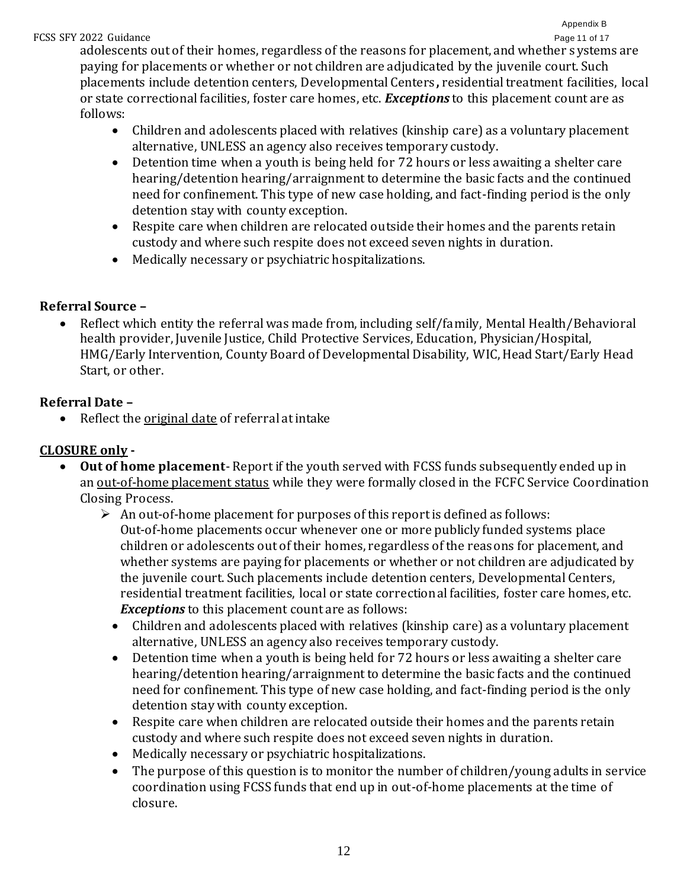adolescents out of their homes, regardless of the reasons for placement, and whether systems are paying for placements or whether or not children are adjudicated by the juvenile court. Such placements include detention centers, Developmental Centers, residential treatment facilities, local or state correctional facilities, foster care homes, etc. ***Exceptions*** to this placement count are as follows:

- Children and adolescents placed with relatives (kinship care) as a voluntary placement alternative, UNLESS an agency also receives temporary custody.
- Detention time when a youth is being held for 72 hours or less awaiting a shelter care hearing/detention hearing/arraignment to determine the basic facts and the continued need for confinement. This type of new case holding, and fact-finding period is the only detention stay with county exception.
- Respite care when children are relocated outside their homes and the parents retain custody and where such respite does not exceed seven nights in duration.
- Medically necessary or psychiatric hospitalizations.

**Referral Source –**

- Reflect which entity the referral was made from, including self/family, Mental Health/Behavioral health provider, Juvenile Justice, Child Protective Services, Education, Physician/Hospital, HMG/Early Intervention, County Board of Developmental Disability, WIC, Head Start/Early Head Start, or other.

**Referral Date –**

- Reflect the <u>original date</u> of referral at intake

**<u>CLOSURE only</u> -**

- **Out of home placement**- Report if the youth served with FCSS funds subsequently ended up in an <u>out-of-home placement status</u> while they were formally closed in the FCFC Service Coordination Closing Process.
  - An out-of-home placement for purposes of this report is defined as follows: Out-of-home placements occur whenever one or more publicly funded systems place children or adolescents out of their homes, regardless of the reasons for placement, and whether systems are paying for placements or whether or not children are adjudicated by the juvenile court. Such placements include detention centers, Developmental Centers, residential treatment facilities, local or state correctional facilities, foster care homes, etc. ***Exceptions*** to this placement count are as follows:
  - Children and adolescents placed with relatives (kinship care) as a voluntary placement alternative, UNLESS an agency also receives temporary custody.
  - Detention time when a youth is being held for 72 hours or less awaiting a shelter care hearing/detention hearing/arraignment to determine the basic facts and the continued need for confinement. This type of new case holding, and fact-finding period is the only detention stay with county exception.
  - Respite care when children are relocated outside their homes and the parents retain custody and where such respite does not exceed seven nights in duration.
  - Medically necessary or psychiatric hospitalizations.
  - The purpose of this question is to monitor the number of children/young adults in service coordination using FCSS funds that end up in out-of-home placements at the time of closure.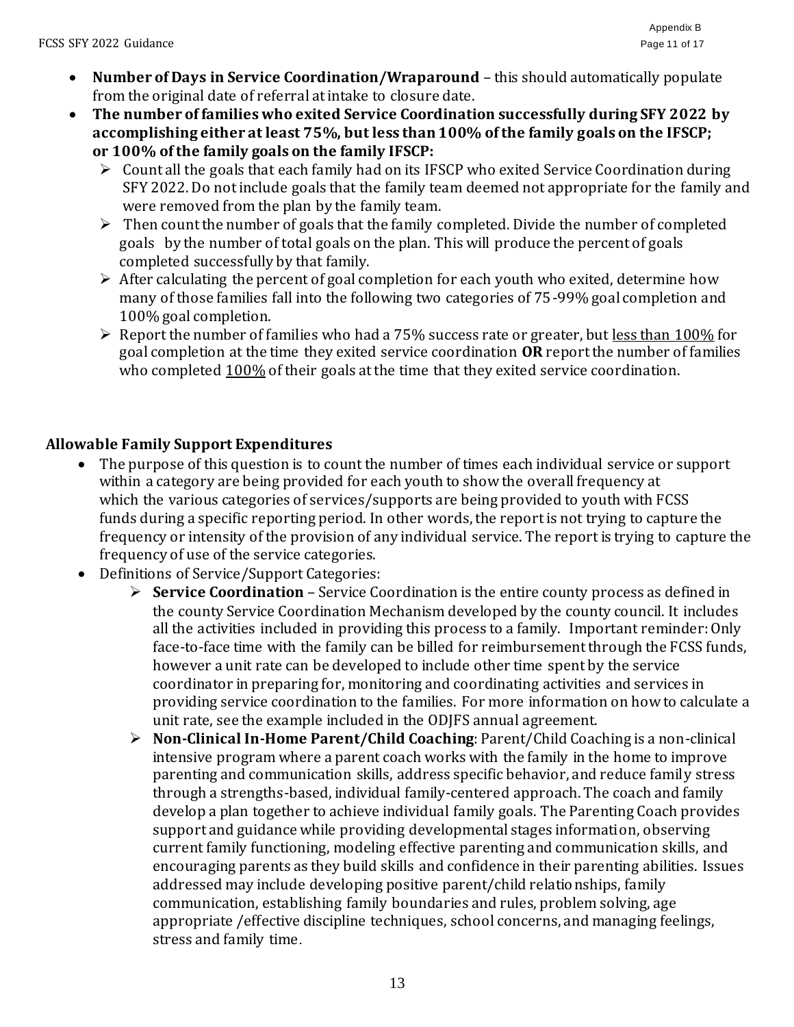- **Number of Days in Service Coordination/Wraparound** – this should automatically populate from the original date of referral at intake to closure date.
- **The number of families who exited Service Coordination successfully during SFY 2022 by accomplishing either at least 75%, but less than 100% of the family goals on the IFSCP; or 100% of the family goals on the family IFSCP:**
  - Count all the goals that each family had on its IFSCP who exited Service Coordination during SFY 2022. Do not include goals that the family team deemed not appropriate for the family and were removed from the plan by the family team.
  - Then count the number of goals that the family completed. Divide the number of completed goals by the number of total goals on the plan. This will produce the percent of goals completed successfully by that family.
  - After calculating the percent of goal completion for each youth who exited, determine how many of those families fall into the following two categories of 75-99% goal completion and 100% goal completion.
  - Report the number of families who had a 75% success rate or greater, but <u>less than 100%</u> for goal completion at the time they exited service coordination **OR** report the number of families who completed <u>100%</u> of their goals at the time that they exited service coordination.

### Allowable Family Support Expenditures

- The purpose of this question is to count the number of times each individual service or support within a category are being provided for each youth to show the overall frequency at which the various categories of services/supports are being provided to youth with FCSS funds during a specific reporting period. In other words, the report is not trying to capture the frequency or intensity of the provision of any individual service. The report is trying to capture the frequency of use of the service categories.
- Definitions of Service/Support Categories:
  - **Service Coordination** – Service Coordination is the entire county process as defined in the county Service Coordination Mechanism developed by the county council. It includes all the activities included in providing this process to a family. Important reminder: Only face-to-face time with the family can be billed for reimbursement through the FCSS funds, however a unit rate can be developed to include other time spent by the service coordinator in preparing for, monitoring and coordinating activities and services in providing service coordination to the families. For more information on how to calculate a unit rate, see the example included in the ODJFS annual agreement.
  - **Non-Clinical In-Home Parent/Child Coaching**: Parent/Child Coaching is a non-clinical intensive program where a parent coach works with the family in the home to improve parenting and communication skills, address specific behavior, and reduce family stress through a strengths-based, individual family-centered approach. The coach and family develop a plan together to achieve individual family goals. The Parenting Coach provides support and guidance while providing developmental stages information, observing current family functioning, modeling effective parenting and communication skills, and encouraging parents as they build skills and confidence in their parenting abilities. Issues addressed may include developing positive parent/child relationships, family communication, establishing family boundaries and rules, problem solving, age appropriate /effective discipline techniques, school concerns, and managing feelings, stress and family time.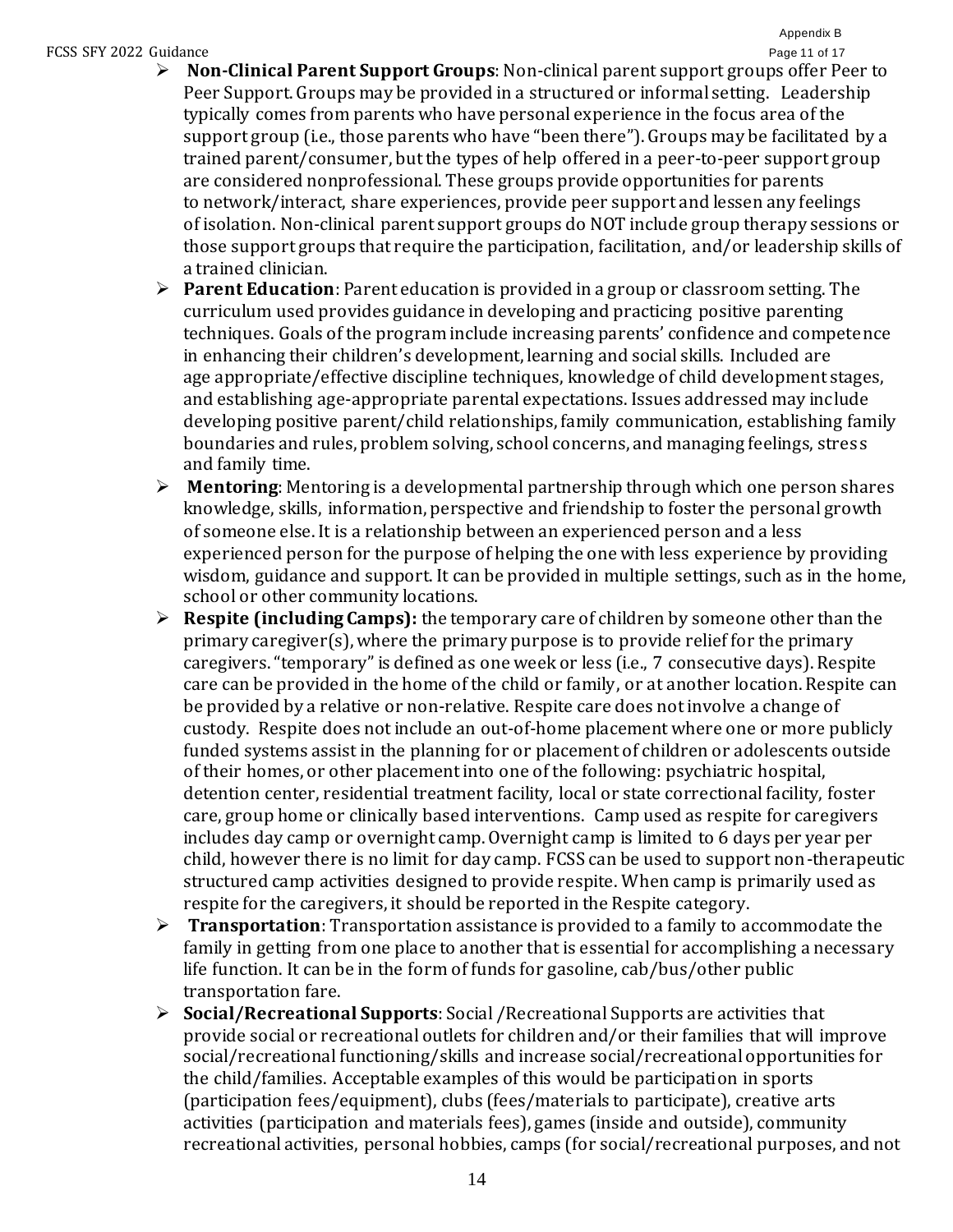- **Non-Clinical Parent Support Groups**: Non-clinical parent support groups offer Peer to Peer Support. Groups may be provided in a structured or informal setting. Leadership typically comes from parents who have personal experience in the focus area of the support group (i.e., those parents who have "been there"). Groups may be facilitated by a trained parent/consumer, but the types of help offered in a peer-to-peer support group are considered nonprofessional. These groups provide opportunities for parents to network/interact, share experiences, provide peer support and lessen any feelings of isolation. Non-clinical parent support groups do NOT include group therapy sessions or those support groups that require the participation, facilitation, and/or leadership skills of a trained clinician.
- **Parent Education**: Parent education is provided in a group or classroom setting. The curriculum used provides guidance in developing and practicing positive parenting techniques. Goals of the program include increasing parents' confidence and competence in enhancing their children's development, learning and social skills. Included are age appropriate/effective discipline techniques, knowledge of child development stages, and establishing age-appropriate parental expectations. Issues addressed may include developing positive parent/child relationships, family communication, establishing family boundaries and rules, problem solving, school concerns, and managing feelings, stress and family time.
- **Mentoring**: Mentoring is a developmental partnership through which one person shares knowledge, skills, information, perspective and friendship to foster the personal growth of someone else. It is a relationship between an experienced person and a less experienced person for the purpose of helping the one with less experience by providing wisdom, guidance and support. It can be provided in multiple settings, such as in the home, school or other community locations.
- **Respite (including Camps):** the temporary care of children by someone other than the primary caregiver(s), where the primary purpose is to provide relief for the primary caregivers. "temporary" is defined as one week or less (i.e., 7 consecutive days). Respite care can be provided in the home of the child or family, or at another location. Respite can be provided by a relative or non-relative. Respite care does not involve a change of custody. Respite does not include an out-of-home placement where one or more publicly funded systems assist in the planning for or placement of children or adolescents outside of their homes, or other placement into one of the following: psychiatric hospital, detention center, residential treatment facility, local or state correctional facility, foster care, group home or clinically based interventions. Camp used as respite for caregivers includes day camp or overnight camp. Overnight camp is limited to 6 days per year per child, however there is no limit for day camp. FCSS can be used to support non-therapeutic structured camp activities designed to provide respite. When camp is primarily used as respite for the caregivers, it should be reported in the Respite category.
- **Transportation**: Transportation assistance is provided to a family to accommodate the family in getting from one place to another that is essential for accomplishing a necessary life function. It can be in the form of funds for gasoline, cab/bus/other public transportation fare.
- **Social/Recreational Supports**: Social /Recreational Supports are activities that provide social or recreational outlets for children and/or their families that will improve social/recreational functioning/skills and increase social/recreational opportunities for the child/families. Acceptable examples of this would be participation in sports (participation fees/equipment), clubs (fees/materials to participate), creative arts activities (participation and materials fees), games (inside and outside), community recreational activities, personal hobbies, camps (for social/recreational purposes, and not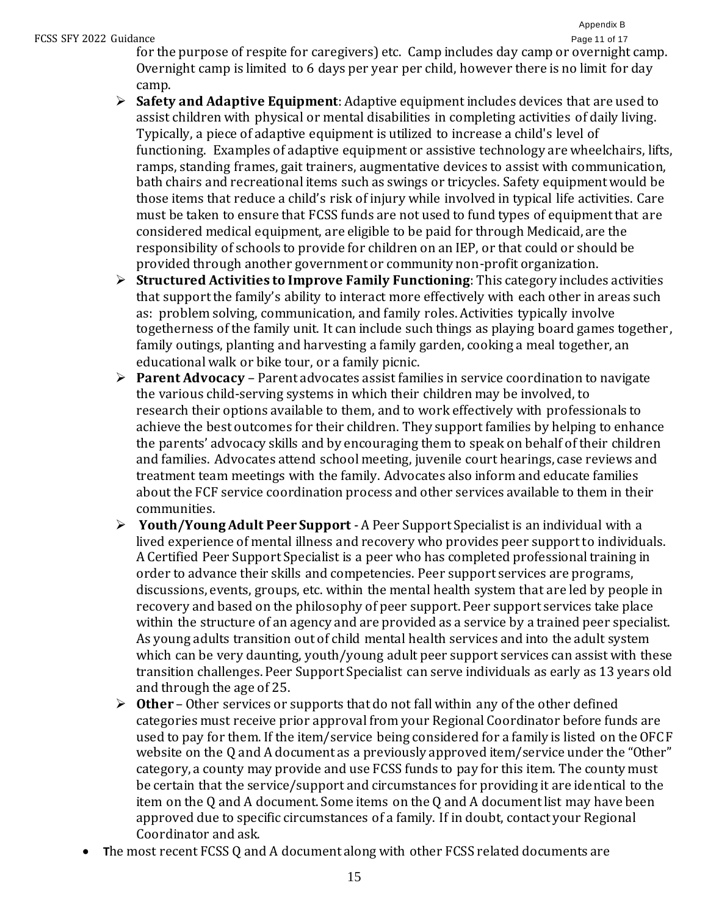for the purpose of respite for caregivers) etc. Camp includes day camp or overnight camp. Overnight camp is limited to 6 days per year per child, however there is no limit for day camp.

- **Safety and Adaptive Equipment**: Adaptive equipment includes devices that are used to assist children with physical or mental disabilities in completing activities of daily living. Typically, a piece of adaptive equipment is utilized to increase a child's level of functioning. Examples of adaptive equipment or assistive technology are wheelchairs, lifts, ramps, standing frames, gait trainers, augmentative devices to assist with communication, bath chairs and recreational items such as swings or tricycles. Safety equipment would be those items that reduce a child's risk of injury while involved in typical life activities. Care must be taken to ensure that FCSS funds are not used to fund types of equipment that are considered medical equipment, are eligible to be paid for through Medicaid, are the responsibility of schools to provide for children on an IEP, or that could or should be provided through another government or community non-profit organization.
- **Structured Activities to Improve Family Functioning**: This category includes activities that support the family's ability to interact more effectively with each other in areas such as: problem solving, communication, and family roles. Activities typically involve togetherness of the family unit. It can include such things as playing board games together, family outings, planting and harvesting a family garden, cooking a meal together, an educational walk or bike tour, or a family picnic.
- **Parent Advocacy** – Parent advocates assist families in service coordination to navigate the various child-serving systems in which their children may be involved, to research their options available to them, and to work effectively with professionals to achieve the best outcomes for their children. They support families by helping to enhance the parents' advocacy skills and by encouraging them to speak on behalf of their children and families. Advocates attend school meeting, juvenile court hearings, case reviews and treatment team meetings with the family. Advocates also inform and educate families about the FCF service coordination process and other services available to them in their communities.
- **Youth/Young Adult Peer Support** - A Peer Support Specialist is an individual with a lived experience of mental illness and recovery who provides peer support to individuals. A Certified Peer Support Specialist is a peer who has completed professional training in order to advance their skills and competencies. Peer support services are programs, discussions, events, groups, etc. within the mental health system that are led by people in recovery and based on the philosophy of peer support. Peer support services take place within the structure of an agency and are provided as a service by a trained peer specialist. As young adults transition out of child mental health services and into the adult system which can be very daunting, youth/young adult peer support services can assist with these transition challenges. Peer Support Specialist can serve individuals as early as 13 years old and through the age of 25.
- **Other** – Other services or supports that do not fall within any of the other defined categories must receive prior approval from your Regional Coordinator before funds are used to pay for them. If the item/service being considered for a family is listed on the OFCF website on the Q and A document as a previously approved item/service under the "Other" category, a county may provide and use FCSS funds to pay for this item. The county must be certain that the service/support and circumstances for providing it are identical to the item on the Q and A document. Some items on the Q and A document list may have been approved due to specific circumstances of a family. If in doubt, contact your Regional Coordinator and ask.

- The most recent FCSS Q and A document along with other FCSS related documents are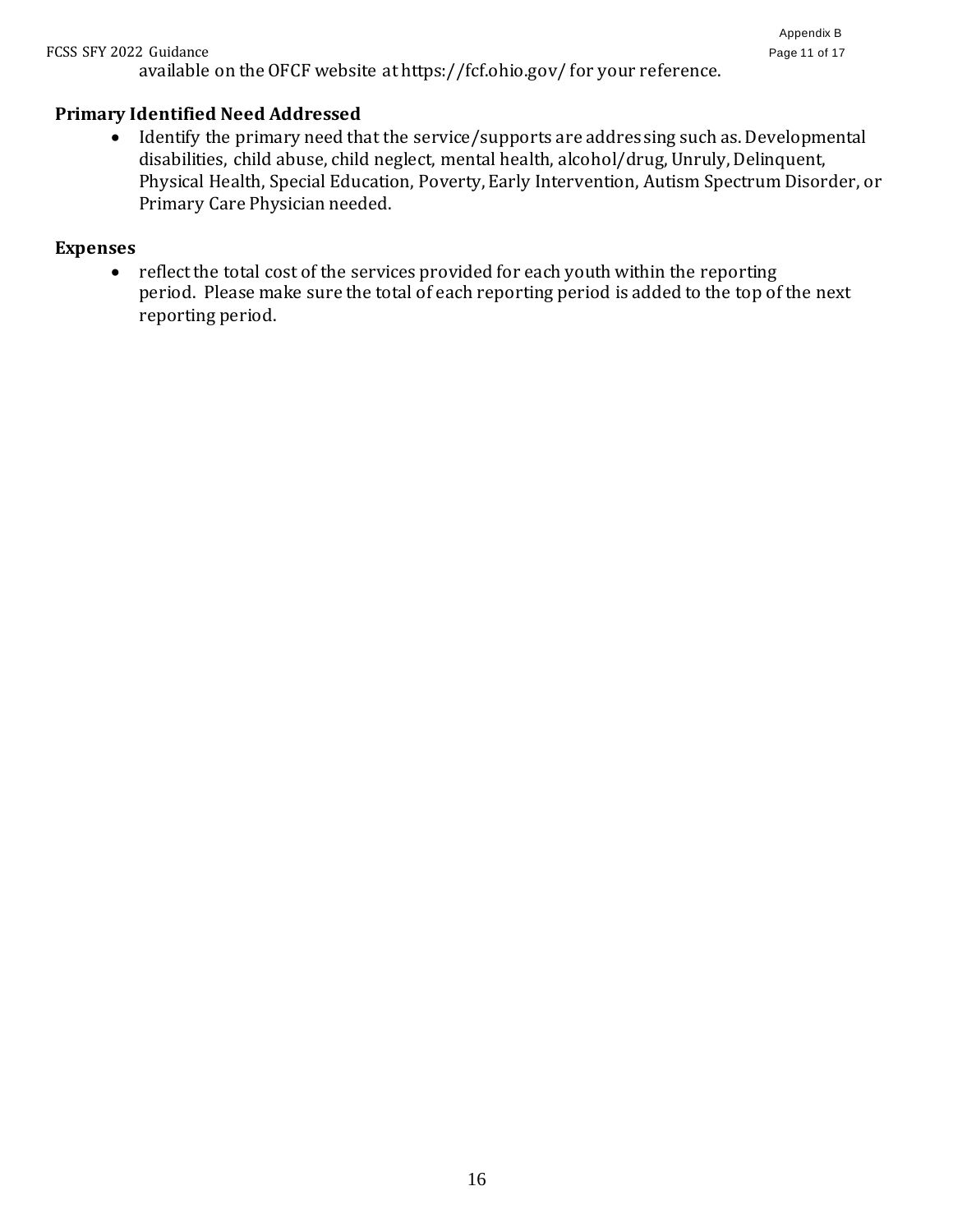available on the OFCF website at https://fcf.ohio.gov/ for your reference.

**Primary Identified Need Addressed**

- Identify the primary need that the service/supports are addressing such as. Developmental disabilities, child abuse, child neglect, mental health, alcohol/drug, Unruly, Delinquent, Physical Health, Special Education, Poverty, Early Intervention, Autism Spectrum Disorder, or Primary Care Physician needed.

**Expenses**

- reflect the total cost of the services provided for each youth within the reporting period. Please make sure the total of each reporting period is added to the top of the next reporting period.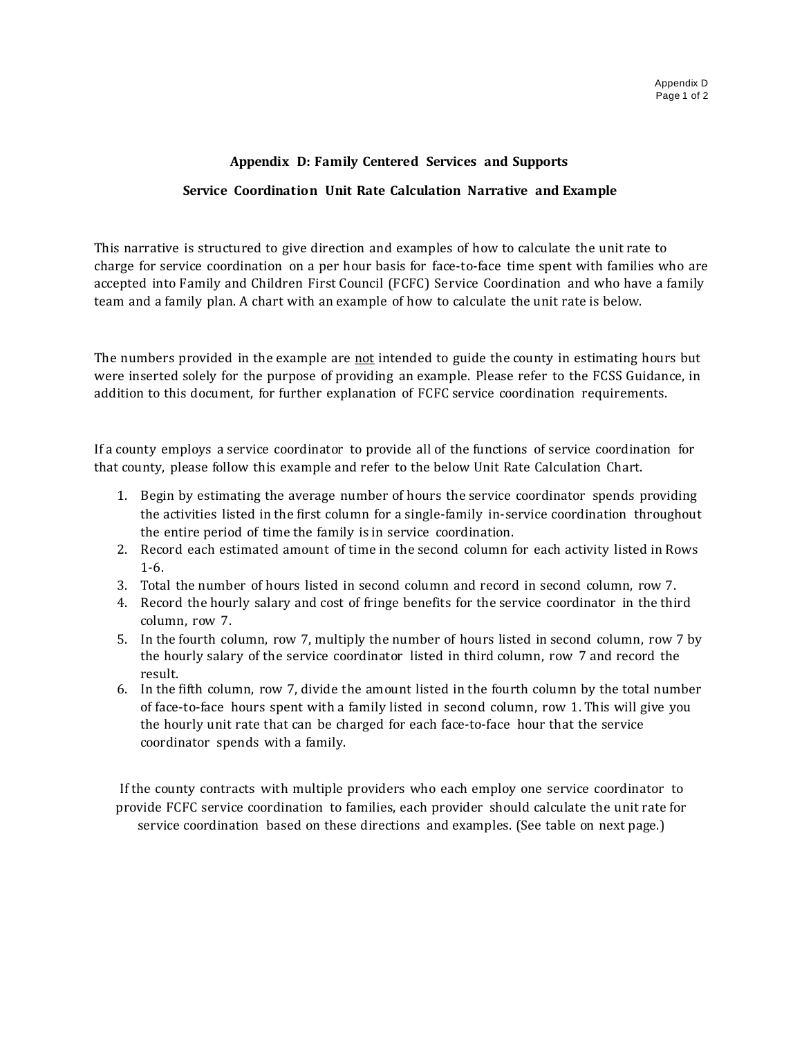## Appendix D: Family Centered Services and Supports

### Service Coordination Unit Rate Calculation Narrative and Example

This narrative is structured to give direction and examples of how to calculate the unit rate to charge for service coordination on a per hour basis for face-to-face time spent with families who are accepted into Family and Children First Council (FCFC) Service Coordination and who have a family team and a family plan. A chart with an example of how to calculate the unit rate is below.

The numbers provided in the example are <u>not</u> intended to guide the county in estimating hours but were inserted solely for the purpose of providing an example. Please refer to the FCSS Guidance, in addition to this document, for further explanation of FCFC service coordination requirements.

If a county employs a service coordinator to provide all of the functions of service coordination for that county, please follow this example and refer to the below Unit Rate Calculation Chart.

1. Begin by estimating the average number of hours the service coordinator spends providing the activities listed in the first column for a single-family in-service coordination throughout the entire period of time the family is in service coordination.
2. Record each estimated amount of time in the second column for each activity listed in Rows 1-6.
3. Total the number of hours listed in second column and record in second column, row 7.
4. Record the hourly salary and cost of fringe benefits for the service coordinator in the third column, row 7.
5. In the fourth column, row 7, multiply the number of hours listed in second column, row 7 by the hourly salary of the service coordinator listed in third column, row 7 and record the result.
6. In the fifth column, row 7, divide the amount listed in the fourth column by the total number of face-to-face hours spent with a family listed in second column, row 1. This will give you the hourly unit rate that can be charged for each face-to-face hour that the service coordinator spends with a family.

If the county contracts with multiple providers who each employ one service coordinator to provide FCFC service coordination to families, each provider should calculate the unit rate for service coordination based on these directions and examples. (See table on next page.)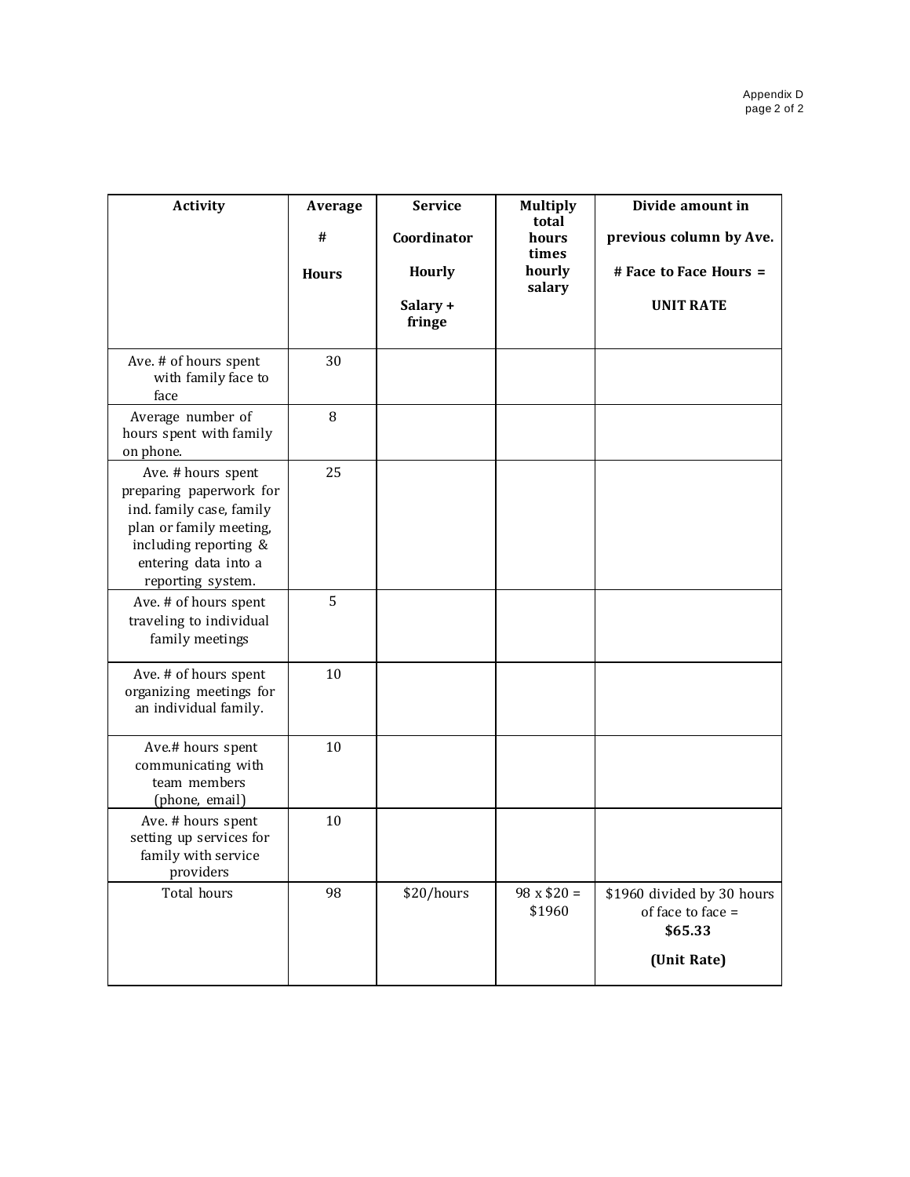| Activity | Average # Hours | Service Coordinator Hourly Salary + fringe | Multiply total hours times hourly salary | Divide amount in previous column by Ave. # Face to Face Hours = UNIT RATE |
|---|---|---|---|---|
| Ave. # of hours spent with family face to face | 30 | | | |
| Average number of hours spent with family on phone. | 8 | | | |
| Ave. # hours spent preparing paperwork for ind. family case, family plan or family meeting, including reporting & entering data into a reporting system. | 25 | | | |
| Ave. # of hours spent traveling to individual family meetings | 5 | | | |
| Ave. # of hours spent organizing meetings for an individual family. | 10 | | | |
| Ave.# hours spent communicating with team members (phone, email) | 10 | | | |
| Ave. # hours spent setting up services for family with service providers | 10 | | | |
| Total hours | 98 | $20/hours | 98 x $20 = $1960 | $1960 divided by 30 hours of face to face = **$65.33** **(Unit Rate)** |